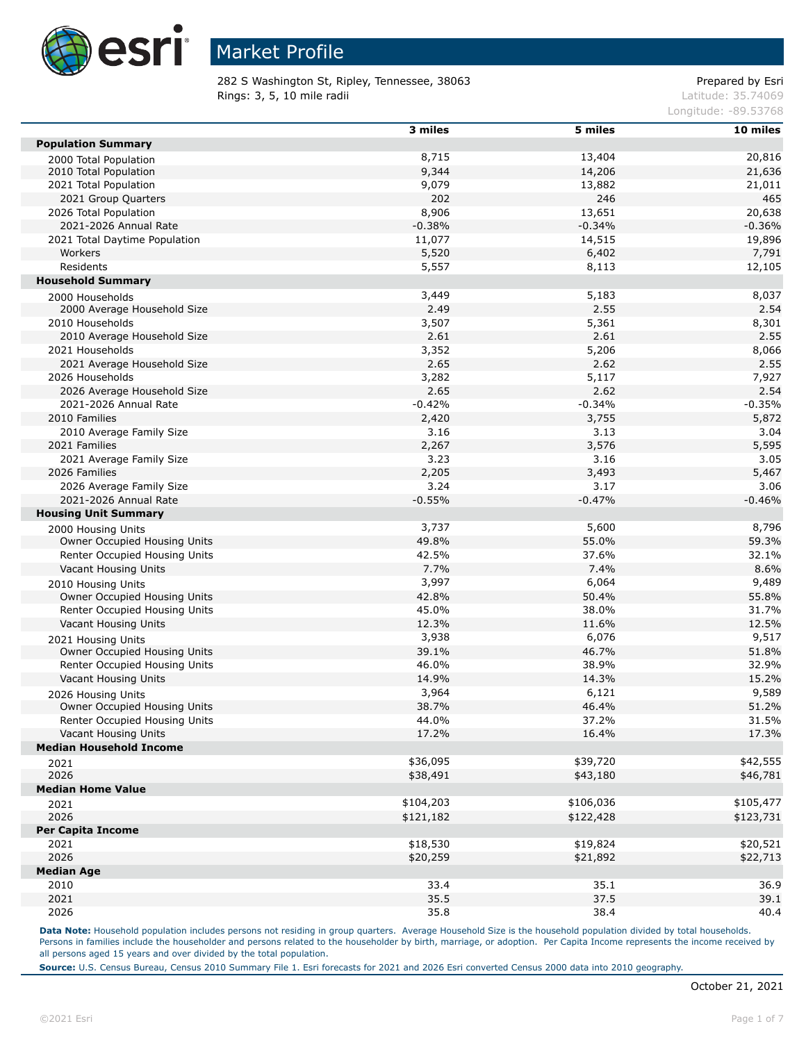# Market Profile

282 S Washington St, Ripley, Tennessee, 38063
Rings: 3, 5, 10 mile radii

Prepared by Esri
Latitude: 35.74069
Longitude: -89.53768

| | 3 miles | 5 miles | 10 miles |
|---|---|---|---|
| **Population Summary** | | | |
| 2000 Total Population | 8,715 | 13,404 | 20,816 |
| 2010 Total Population | 9,344 | 14,206 | 21,636 |
| 2021 Total Population | 9,079 | 13,882 | 21,011 |
| 2021 Group Quarters | 202 | 246 | 465 |
| 2026 Total Population | 8,906 | 13,651 | 20,638 |
| 2021-2026 Annual Rate | -0.38% | -0.34% | -0.36% |
| 2021 Total Daytime Population | 11,077 | 14,515 | 19,896 |
| Workers | 5,520 | 6,402 | 7,791 |
| Residents | 5,557 | 8,113 | 12,105 |
| **Household Summary** | | | |
| 2000 Households | 3,449 | 5,183 | 8,037 |
| 2000 Average Household Size | 2.49 | 2.55 | 2.54 |
| 2010 Households | 3,507 | 5,361 | 8,301 |
| 2010 Average Household Size | 2.61 | 2.61 | 2.55 |
| 2021 Households | 3,352 | 5,206 | 8,066 |
| 2021 Average Household Size | 2.65 | 2.62 | 2.55 |
| 2026 Households | 3,282 | 5,117 | 7,927 |
| 2026 Average Household Size | 2.65 | 2.62 | 2.54 |
| 2021-2026 Annual Rate | -0.42% | -0.34% | -0.35% |
| 2010 Families | 2,420 | 3,755 | 5,872 |
| 2010 Average Family Size | 3.16 | 3.13 | 3.04 |
| 2021 Families | 2,267 | 3,576 | 5,595 |
| 2021 Average Family Size | 3.23 | 3.16 | 3.05 |
| 2026 Families | 2,205 | 3,493 | 5,467 |
| 2026 Average Family Size | 3.24 | 3.17 | 3.06 |
| 2021-2026 Annual Rate | -0.55% | -0.47% | -0.46% |
| **Housing Unit Summary** | | | |
| 2000 Housing Units | 3,737 | 5,600 | 8,796 |
| Owner Occupied Housing Units | 49.8% | 55.0% | 59.3% |
| Renter Occupied Housing Units | 42.5% | 37.6% | 32.1% |
| Vacant Housing Units | 7.7% | 7.4% | 8.6% |
| 2010 Housing Units | 3,997 | 6,064 | 9,489 |
| Owner Occupied Housing Units | 42.8% | 50.4% | 55.8% |
| Renter Occupied Housing Units | 45.0% | 38.0% | 31.7% |
| Vacant Housing Units | 12.3% | 11.6% | 12.5% |
| 2021 Housing Units | 3,938 | 6,076 | 9,517 |
| Owner Occupied Housing Units | 39.1% | 46.7% | 51.8% |
| Renter Occupied Housing Units | 46.0% | 38.9% | 32.9% |
| Vacant Housing Units | 14.9% | 14.3% | 15.2% |
| 2026 Housing Units | 3,964 | 6,121 | 9,589 |
| Owner Occupied Housing Units | 38.7% | 46.4% | 51.2% |
| Renter Occupied Housing Units | 44.0% | 37.2% | 31.5% |
| Vacant Housing Units | 17.2% | 16.4% | 17.3% |
| **Median Household Income** | | | |
| 2021 | $36,095 | $39,720 | $42,555 |
| 2026 | $38,491 | $43,180 | $46,781 |
| **Median Home Value** | | | |
| 2021 | $104,203 | $106,036 | $105,477 |
| 2026 | $121,182 | $122,428 | $123,731 |
| **Per Capita Income** | | | |
| 2021 | $18,530 | $19,824 | $20,521 |
| 2026 | $20,259 | $21,892 | $22,713 |
| **Median Age** | | | |
| 2010 | 33.4 | 35.1 | 36.9 |
| 2021 | 35.5 | 37.5 | 39.1 |
| 2026 | 35.8 | 38.4 | 40.4 |

**Data Note:** Household population includes persons not residing in group quarters. Average Household Size is the household population divided by total households. Persons in families include the householder and persons related to the householder by birth, marriage, or adoption. Per Capita Income represents the income received by all persons aged 15 years and over divided by the total population.

**Source:** U.S. Census Bureau, Census 2010 Summary File 1. Esri forecasts for 2021 and 2026 Esri converted Census 2000 data into 2010 geography.

October 21, 2021

©2021 Esri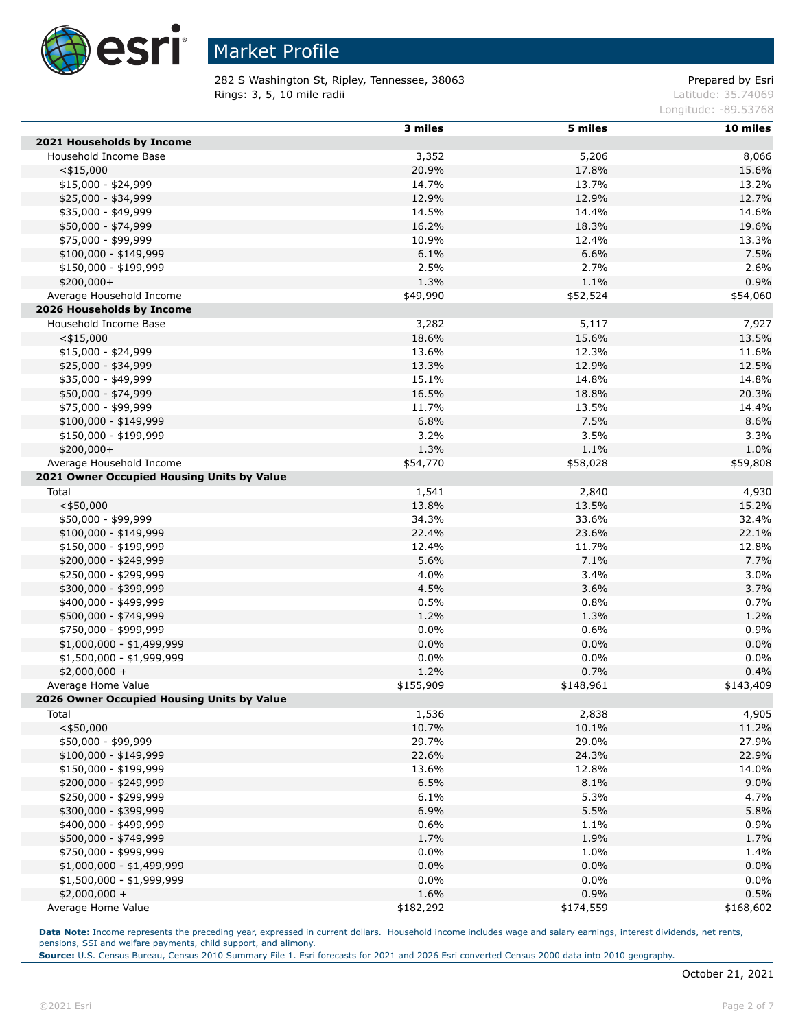# Market Profile

282 S Washington St, Ripley, Tennessee, 38063
Rings: 3, 5, 10 mile radii

Prepared by Esri
Latitude: 35.74069
Longitude: -89.53768

| | 3 miles | 5 miles | 10 miles |
|---|---|---|---|
| **2021 Households by Income** | | | |
| Household Income Base | 3,352 | 5,206 | 8,066 |
| <$15,000 | 20.9% | 17.8% | 15.6% |
| $15,000 - $24,999 | 14.7% | 13.7% | 13.2% |
| $25,000 - $34,999 | 12.9% | 12.9% | 12.7% |
| $35,000 - $49,999 | 14.5% | 14.4% | 14.6% |
| $50,000 - $74,999 | 16.2% | 18.3% | 19.6% |
| $75,000 - $99,999 | 10.9% | 12.4% | 13.3% |
| $100,000 - $149,999 | 6.1% | 6.6% | 7.5% |
| $150,000 - $199,999 | 2.5% | 2.7% | 2.6% |
| $200,000+ | 1.3% | 1.1% | 0.9% |
| Average Household Income | $49,990 | $52,524 | $54,060 |
| **2026 Households by Income** | | | |
| Household Income Base | 3,282 | 5,117 | 7,927 |
| <$15,000 | 18.6% | 15.6% | 13.5% |
| $15,000 - $24,999 | 13.6% | 12.3% | 11.6% |
| $25,000 - $34,999 | 13.3% | 12.9% | 12.5% |
| $35,000 - $49,999 | 15.1% | 14.8% | 14.8% |
| $50,000 - $74,999 | 16.5% | 18.8% | 20.3% |
| $75,000 - $99,999 | 11.7% | 13.5% | 14.4% |
| $100,000 - $149,999 | 6.8% | 7.5% | 8.6% |
| $150,000 - $199,999 | 3.2% | 3.5% | 3.3% |
| $200,000+ | 1.3% | 1.1% | 1.0% |
| Average Household Income | $54,770 | $58,028 | $59,808 |
| **2021 Owner Occupied Housing Units by Value** | | | |
| Total | 1,541 | 2,840 | 4,930 |
| <$50,000 | 13.8% | 13.5% | 15.2% |
| $50,000 - $99,999 | 34.3% | 33.6% | 32.4% |
| $100,000 - $149,999 | 22.4% | 23.6% | 22.1% |
| $150,000 - $199,999 | 12.4% | 11.7% | 12.8% |
| $200,000 - $249,999 | 5.6% | 7.1% | 7.7% |
| $250,000 - $299,999 | 4.0% | 3.4% | 3.0% |
| $300,000 - $399,999 | 4.5% | 3.6% | 3.7% |
| $400,000 - $499,999 | 0.5% | 0.8% | 0.7% |
| $500,000 - $749,999 | 1.2% | 1.3% | 1.2% |
| $750,000 - $999,999 | 0.0% | 0.6% | 0.9% |
| $1,000,000 - $1,499,999 | 0.0% | 0.0% | 0.0% |
| $1,500,000 - $1,999,999 | 0.0% | 0.0% | 0.0% |
| $2,000,000 + | 1.2% | 0.7% | 0.4% |
| Average Home Value | $155,909 | $148,961 | $143,409 |
| **2026 Owner Occupied Housing Units by Value** | | | |
| Total | 1,536 | 2,838 | 4,905 |
| <$50,000 | 10.7% | 10.1% | 11.2% |
| $50,000 - $99,999 | 29.7% | 29.0% | 27.9% |
| $100,000 - $149,999 | 22.6% | 24.3% | 22.9% |
| $150,000 - $199,999 | 13.6% | 12.8% | 14.0% |
| $200,000 - $249,999 | 6.5% | 8.1% | 9.0% |
| $250,000 - $299,999 | 6.1% | 5.3% | 4.7% |
| $300,000 - $399,999 | 6.9% | 5.5% | 5.8% |
| $400,000 - $499,999 | 0.6% | 1.1% | 0.9% |
| $500,000 - $749,999 | 1.7% | 1.9% | 1.7% |
| $750,000 - $999,999 | 0.0% | 1.0% | 1.4% |
| $1,000,000 - $1,499,999 | 0.0% | 0.0% | 0.0% |
| $1,500,000 - $1,999,999 | 0.0% | 0.0% | 0.0% |
| $2,000,000 + | 1.6% | 0.9% | 0.5% |
| Average Home Value | $182,292 | $174,559 | $168,602 |

**Data Note:** Income represents the preceding year, expressed in current dollars. Household income includes wage and salary earnings, interest dividends, net rents, pensions, SSI and welfare payments, child support, and alimony.
**Source:** U.S. Census Bureau, Census 2010 Summary File 1. Esri forecasts for 2021 and 2026 Esri converted Census 2000 data into 2010 geography.

October 21, 2021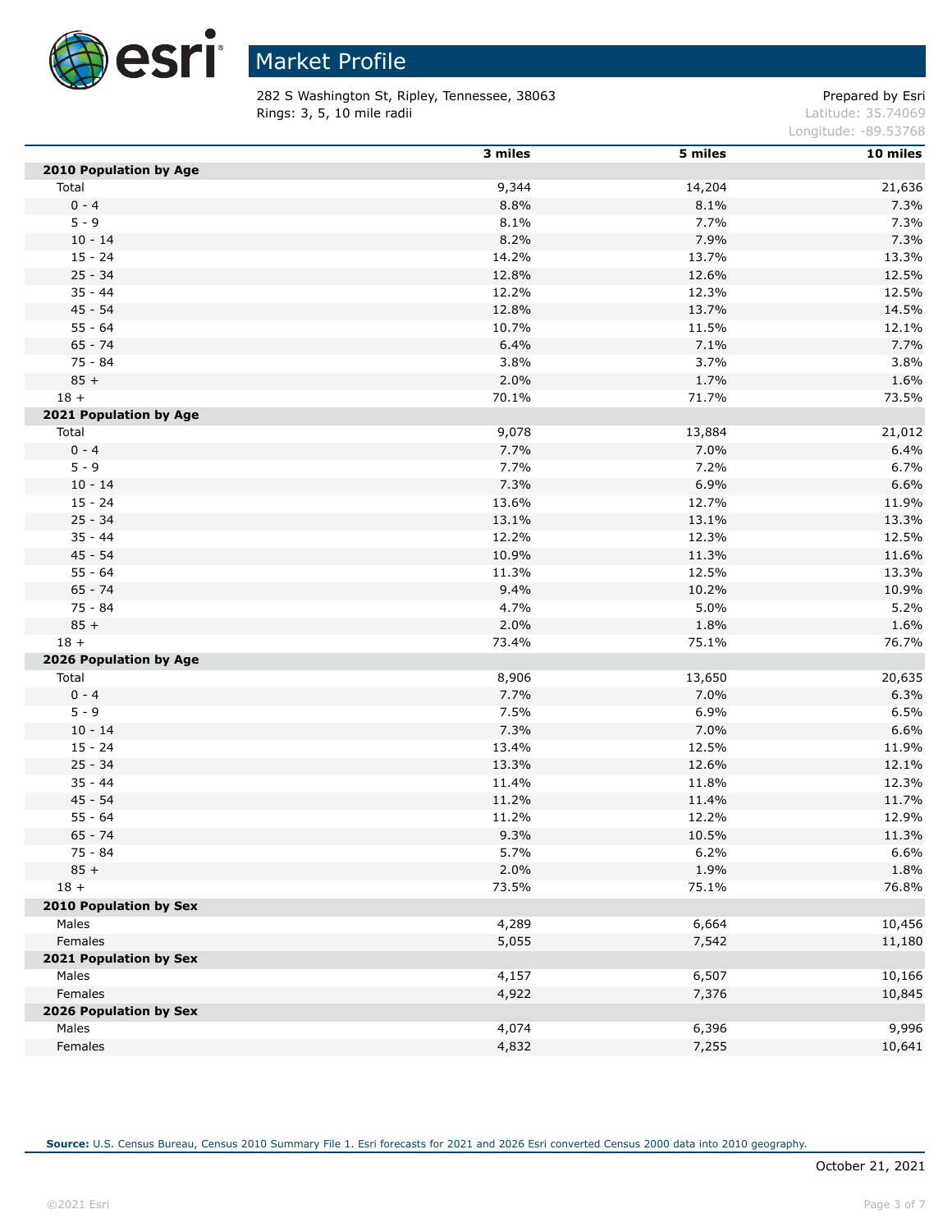# Market Profile

282 S Washington St, Ripley, Tennessee, 38063
Rings: 3, 5, 10 mile radii

Prepared by Esri
Latitude: 35.74069
Longitude: -89.53768

| | 3 miles | 5 miles | 10 miles |
|---|---|---|---|
| **2010 Population by Age** | | | |
| Total | 9,344 | 14,204 | 21,636 |
| 0 - 4 | 8.8% | 8.1% | 7.3% |
| 5 - 9 | 8.1% | 7.7% | 7.3% |
| 10 - 14 | 8.2% | 7.9% | 7.3% |
| 15 - 24 | 14.2% | 13.7% | 13.3% |
| 25 - 34 | 12.8% | 12.6% | 12.5% |
| 35 - 44 | 12.2% | 12.3% | 12.5% |
| 45 - 54 | 12.8% | 13.7% | 14.5% |
| 55 - 64 | 10.7% | 11.5% | 12.1% |
| 65 - 74 | 6.4% | 7.1% | 7.7% |
| 75 - 84 | 3.8% | 3.7% | 3.8% |
| 85 + | 2.0% | 1.7% | 1.6% |
| 18 + | 70.1% | 71.7% | 73.5% |
| **2021 Population by Age** | | | |
| Total | 9,078 | 13,884 | 21,012 |
| 0 - 4 | 7.7% | 7.0% | 6.4% |
| 5 - 9 | 7.7% | 7.2% | 6.7% |
| 10 - 14 | 7.3% | 6.9% | 6.6% |
| 15 - 24 | 13.6% | 12.7% | 11.9% |
| 25 - 34 | 13.1% | 13.1% | 13.3% |
| 35 - 44 | 12.2% | 12.3% | 12.5% |
| 45 - 54 | 10.9% | 11.3% | 11.6% |
| 55 - 64 | 11.3% | 12.5% | 13.3% |
| 65 - 74 | 9.4% | 10.2% | 10.9% |
| 75 - 84 | 4.7% | 5.0% | 5.2% |
| 85 + | 2.0% | 1.8% | 1.6% |
| 18 + | 73.4% | 75.1% | 76.7% |
| **2026 Population by Age** | | | |
| Total | 8,906 | 13,650 | 20,635 |
| 0 - 4 | 7.7% | 7.0% | 6.3% |
| 5 - 9 | 7.5% | 6.9% | 6.5% |
| 10 - 14 | 7.3% | 7.0% | 6.6% |
| 15 - 24 | 13.4% | 12.5% | 11.9% |
| 25 - 34 | 13.3% | 12.6% | 12.1% |
| 35 - 44 | 11.4% | 11.8% | 12.3% |
| 45 - 54 | 11.2% | 11.4% | 11.7% |
| 55 - 64 | 11.2% | 12.2% | 12.9% |
| 65 - 74 | 9.3% | 10.5% | 11.3% |
| 75 - 84 | 5.7% | 6.2% | 6.6% |
| 85 + | 2.0% | 1.9% | 1.8% |
| 18 + | 73.5% | 75.1% | 76.8% |
| **2010 Population by Sex** | | | |
| Males | 4,289 | 6,664 | 10,456 |
| Females | 5,055 | 7,542 | 11,180 |
| **2021 Population by Sex** | | | |
| Males | 4,157 | 6,507 | 10,166 |
| Females | 4,922 | 7,376 | 10,845 |
| **2026 Population by Sex** | | | |
| Males | 4,074 | 6,396 | 9,996 |
| Females | 4,832 | 7,255 | 10,641 |

**Source:** U.S. Census Bureau, Census 2010 Summary File 1. Esri forecasts for 2021 and 2026 Esri converted Census 2000 data into 2010 geography.

October 21, 2021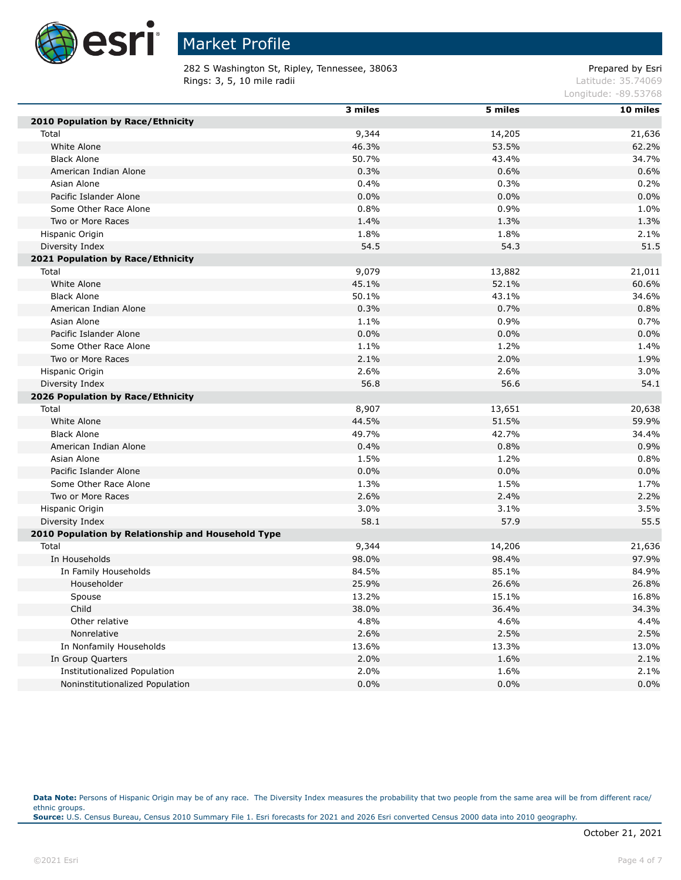# Market Profile

282 S Washington St, Ripley, Tennessee, 38063
Rings: 3, 5, 10 mile radii

Prepared by Esri
Latitude: 35.74069
Longitude: -89.53768

| | 3 miles | 5 miles | 10 miles |
|---|---|---|---|
| **2010 Population by Race/Ethnicity** | | | |
| Total | 9,344 | 14,205 | 21,636 |
| White Alone | 46.3% | 53.5% | 62.2% |
| Black Alone | 50.7% | 43.4% | 34.7% |
| American Indian Alone | 0.3% | 0.6% | 0.6% |
| Asian Alone | 0.4% | 0.3% | 0.2% |
| Pacific Islander Alone | 0.0% | 0.0% | 0.0% |
| Some Other Race Alone | 0.8% | 0.9% | 1.0% |
| Two or More Races | 1.4% | 1.3% | 1.3% |
| Hispanic Origin | 1.8% | 1.8% | 2.1% |
| Diversity Index | 54.5 | 54.3 | 51.5 |
| **2021 Population by Race/Ethnicity** | | | |
| Total | 9,079 | 13,882 | 21,011 |
| White Alone | 45.1% | 52.1% | 60.6% |
| Black Alone | 50.1% | 43.1% | 34.6% |
| American Indian Alone | 0.3% | 0.7% | 0.8% |
| Asian Alone | 1.1% | 0.9% | 0.7% |
| Pacific Islander Alone | 0.0% | 0.0% | 0.0% |
| Some Other Race Alone | 1.1% | 1.2% | 1.4% |
| Two or More Races | 2.1% | 2.0% | 1.9% |
| Hispanic Origin | 2.6% | 2.6% | 3.0% |
| Diversity Index | 56.8 | 56.6 | 54.1 |
| **2026 Population by Race/Ethnicity** | | | |
| Total | 8,907 | 13,651 | 20,638 |
| White Alone | 44.5% | 51.5% | 59.9% |
| Black Alone | 49.7% | 42.7% | 34.4% |
| American Indian Alone | 0.4% | 0.8% | 0.9% |
| Asian Alone | 1.5% | 1.2% | 0.8% |
| Pacific Islander Alone | 0.0% | 0.0% | 0.0% |
| Some Other Race Alone | 1.3% | 1.5% | 1.7% |
| Two or More Races | 2.6% | 2.4% | 2.2% |
| Hispanic Origin | 3.0% | 3.1% | 3.5% |
| Diversity Index | 58.1 | 57.9 | 55.5 |
| **2010 Population by Relationship and Household Type** | | | |
| Total | 9,344 | 14,206 | 21,636 |
| In Households | 98.0% | 98.4% | 97.9% |
| In Family Households | 84.5% | 85.1% | 84.9% |
| Householder | 25.9% | 26.6% | 26.8% |
| Spouse | 13.2% | 15.1% | 16.8% |
| Child | 38.0% | 36.4% | 34.3% |
| Other relative | 4.8% | 4.6% | 4.4% |
| Nonrelative | 2.6% | 2.5% | 2.5% |
| In Nonfamily Households | 13.6% | 13.3% | 13.0% |
| In Group Quarters | 2.0% | 1.6% | 2.1% |
| Institutionalized Population | 2.0% | 1.6% | 2.1% |
| Noninstitutionalized Population | 0.0% | 0.0% | 0.0% |

**Data Note:** Persons of Hispanic Origin may be of any race. The Diversity Index measures the probability that two people from the same area will be from different race/ethnic groups.
**Source:** U.S. Census Bureau, Census 2010 Summary File 1. Esri forecasts for 2021 and 2026 Esri converted Census 2000 data into 2010 geography.

October 21, 2021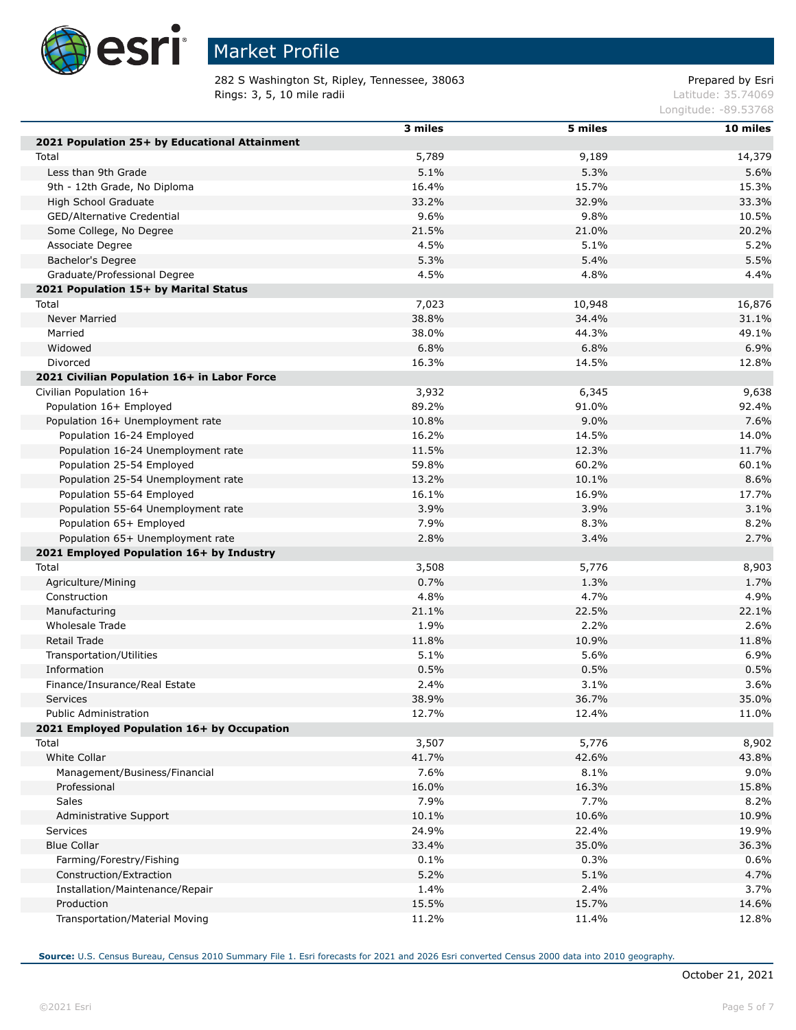# Market Profile

282 S Washington St, Ripley, Tennessee, 38063
Rings: 3, 5, 10 mile radii

Prepared by Esri
Latitude: 35.74069
Longitude: -89.53768

| | 3 miles | 5 miles | 10 miles |
|---|---|---|---|
| **2021 Population 25+ by Educational Attainment** | | | |
| Total | 5,789 | 9,189 | 14,379 |
| Less than 9th Grade | 5.1% | 5.3% | 5.6% |
| 9th - 12th Grade, No Diploma | 16.4% | 15.7% | 15.3% |
| High School Graduate | 33.2% | 32.9% | 33.3% |
| GED/Alternative Credential | 9.6% | 9.8% | 10.5% |
| Some College, No Degree | 21.5% | 21.0% | 20.2% |
| Associate Degree | 4.5% | 5.1% | 5.2% |
| Bachelor's Degree | 5.3% | 5.4% | 5.5% |
| Graduate/Professional Degree | 4.5% | 4.8% | 4.4% |
| **2021 Population 15+ by Marital Status** | | | |
| Total | 7,023 | 10,948 | 16,876 |
| Never Married | 38.8% | 34.4% | 31.1% |
| Married | 38.0% | 44.3% | 49.1% |
| Widowed | 6.8% | 6.8% | 6.9% |
| Divorced | 16.3% | 14.5% | 12.8% |
| **2021 Civilian Population 16+ in Labor Force** | | | |
| Civilian Population 16+ | 3,932 | 6,345 | 9,638 |
| Population 16+ Employed | 89.2% | 91.0% | 92.4% |
| Population 16+ Unemployment rate | 10.8% | 9.0% | 7.6% |
| Population 16-24 Employed | 16.2% | 14.5% | 14.0% |
| Population 16-24 Unemployment rate | 11.5% | 12.3% | 11.7% |
| Population 25-54 Employed | 59.8% | 60.2% | 60.1% |
| Population 25-54 Unemployment rate | 13.2% | 10.1% | 8.6% |
| Population 55-64 Employed | 16.1% | 16.9% | 17.7% |
| Population 55-64 Unemployment rate | 3.9% | 3.9% | 3.1% |
| Population 65+ Employed | 7.9% | 8.3% | 8.2% |
| Population 65+ Unemployment rate | 2.8% | 3.4% | 2.7% |
| **2021 Employed Population 16+ by Industry** | | | |
| Total | 3,508 | 5,776 | 8,903 |
| Agriculture/Mining | 0.7% | 1.3% | 1.7% |
| Construction | 4.8% | 4.7% | 4.9% |
| Manufacturing | 21.1% | 22.5% | 22.1% |
| Wholesale Trade | 1.9% | 2.2% | 2.6% |
| Retail Trade | 11.8% | 10.9% | 11.8% |
| Transportation/Utilities | 5.1% | 5.6% | 6.9% |
| Information | 0.5% | 0.5% | 0.5% |
| Finance/Insurance/Real Estate | 2.4% | 3.1% | 3.6% |
| Services | 38.9% | 36.7% | 35.0% |
| Public Administration | 12.7% | 12.4% | 11.0% |
| **2021 Employed Population 16+ by Occupation** | | | |
| Total | 3,507 | 5,776 | 8,902 |
| White Collar | 41.7% | 42.6% | 43.8% |
| Management/Business/Financial | 7.6% | 8.1% | 9.0% |
| Professional | 16.0% | 16.3% | 15.8% |
| Sales | 7.9% | 7.7% | 8.2% |
| Administrative Support | 10.1% | 10.6% | 10.9% |
| Services | 24.9% | 22.4% | 19.9% |
| Blue Collar | 33.4% | 35.0% | 36.3% |
| Farming/Forestry/Fishing | 0.1% | 0.3% | 0.6% |
| Construction/Extraction | 5.2% | 5.1% | 4.7% |
| Installation/Maintenance/Repair | 1.4% | 2.4% | 3.7% |
| Production | 15.5% | 15.7% | 14.6% |
| Transportation/Material Moving | 11.2% | 11.4% | 12.8% |

**Source:** U.S. Census Bureau, Census 2010 Summary File 1. Esri forecasts for 2021 and 2026 Esri converted Census 2000 data into 2010 geography.

October 21, 2021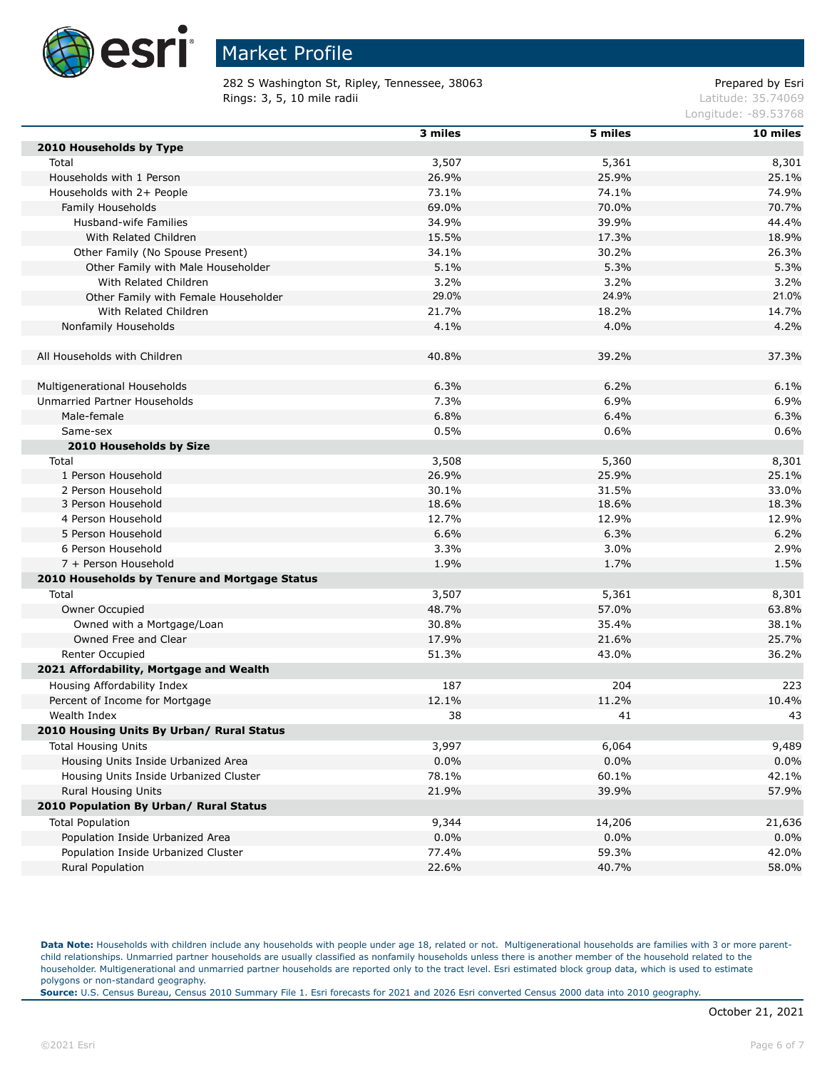# Market Profile

282 S Washington St, Ripley, Tennessee, 38063
Rings: 3, 5, 10 mile radii

Prepared by Esri
Latitude: 35.74069
Longitude: -89.53768

| | 3 miles | 5 miles | 10 miles |
|---|---|---|---|
| **2010 Households by Type** | | | |
| Total | 3,507 | 5,361 | 8,301 |
| Households with 1 Person | 26.9% | 25.9% | 25.1% |
| Households with 2+ People | 73.1% | 74.1% | 74.9% |
| Family Households | 69.0% | 70.0% | 70.7% |
| Husband-wife Families | 34.9% | 39.9% | 44.4% |
| With Related Children | 15.5% | 17.3% | 18.9% |
| Other Family (No Spouse Present) | 34.1% | 30.2% | 26.3% |
| Other Family with Male Householder | 5.1% | 5.3% | 5.3% |
| With Related Children | 3.2% | 3.2% | 3.2% |
| Other Family with Female Householder | 29.0% | 24.9% | 21.0% |
| With Related Children | 21.7% | 18.2% | 14.7% |
| Nonfamily Households | 4.1% | 4.0% | 4.2% |
| | | | |
| All Households with Children | 40.8% | 39.2% | 37.3% |
| | | | |
| Multigenerational Households | 6.3% | 6.2% | 6.1% |
| Unmarried Partner Households | 7.3% | 6.9% | 6.9% |
| Male-female | 6.8% | 6.4% | 6.3% |
| Same-sex | 0.5% | 0.6% | 0.6% |
| **2010 Households by Size** | | | |
| Total | 3,508 | 5,360 | 8,301 |
| 1 Person Household | 26.9% | 25.9% | 25.1% |
| 2 Person Household | 30.1% | 31.5% | 33.0% |
| 3 Person Household | 18.6% | 18.6% | 18.3% |
| 4 Person Household | 12.7% | 12.9% | 12.9% |
| 5 Person Household | 6.6% | 6.3% | 6.2% |
| 6 Person Household | 3.3% | 3.0% | 2.9% |
| 7 + Person Household | 1.9% | 1.7% | 1.5% |
| **2010 Households by Tenure and Mortgage Status** | | | |
| Total | 3,507 | 5,361 | 8,301 |
| Owner Occupied | 48.7% | 57.0% | 63.8% |
| Owned with a Mortgage/Loan | 30.8% | 35.4% | 38.1% |
| Owned Free and Clear | 17.9% | 21.6% | 25.7% |
| Renter Occupied | 51.3% | 43.0% | 36.2% |
| **2021 Affordability, Mortgage and Wealth** | | | |
| Housing Affordability Index | 187 | 204 | 223 |
| Percent of Income for Mortgage | 12.1% | 11.2% | 10.4% |
| Wealth Index | 38 | 41 | 43 |
| **2010 Housing Units By Urban/ Rural Status** | | | |
| Total Housing Units | 3,997 | 6,064 | 9,489 |
| Housing Units Inside Urbanized Area | 0.0% | 0.0% | 0.0% |
| Housing Units Inside Urbanized Cluster | 78.1% | 60.1% | 42.1% |
| Rural Housing Units | 21.9% | 39.9% | 57.9% |
| **2010 Population By Urban/ Rural Status** | | | |
| Total Population | 9,344 | 14,206 | 21,636 |
| Population Inside Urbanized Area | 0.0% | 0.0% | 0.0% |
| Population Inside Urbanized Cluster | 77.4% | 59.3% | 42.0% |
| Rural Population | 22.6% | 40.7% | 58.0% |

**Data Note:** Households with children include any households with people under age 18, related or not. Multigenerational households are families with 3 or more parent-child relationships. Unmarried partner households are usually classified as nonfamily households unless there is another member of the household related to the householder. Multigenerational and unmarried partner households are reported only to the tract level. Esri estimated block group data, which is used to estimate polygons or non-standard geography.
**Source:** U.S. Census Bureau, Census 2010 Summary File 1. Esri forecasts for 2021 and 2026 Esri converted Census 2000 data into 2010 geography.

October 21, 2021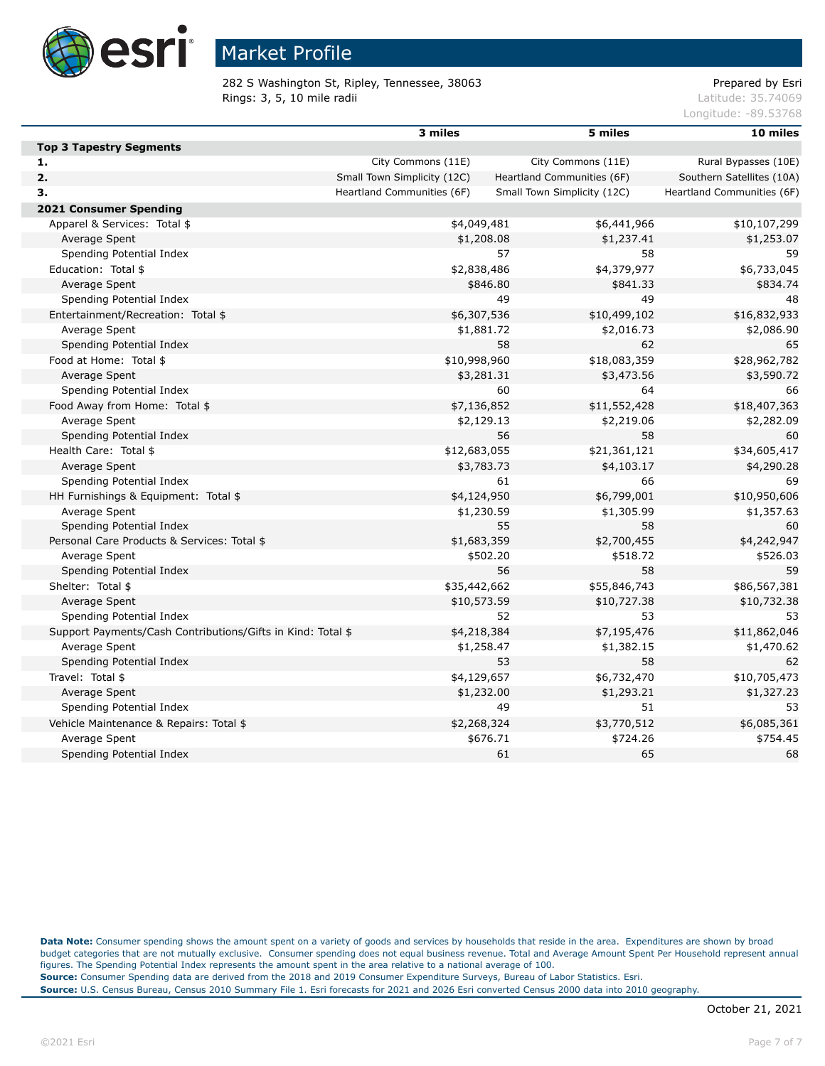# Market Profile

282 S Washington St, Ripley, Tennessee, 38063
Rings: 3, 5, 10 mile radii

Prepared by Esri
Latitude: 35.74069
Longitude: -89.53768

| | 3 miles | 5 miles | 10 miles |
|---|---|---|---|
| **Top 3 Tapestry Segments** | | | |
| **1.** | City Commons (11E) | City Commons (11E) | Rural Bypasses (10E) |
| **2.** | Small Town Simplicity (12C) | Heartland Communities (6F) | Southern Satellites (10A) |
| **3.** | Heartland Communities (6F) | Small Town Simplicity (12C) | Heartland Communities (6F) |
| **2021 Consumer Spending** | | | |
| Apparel & Services: Total $ | $4,049,481 | $6,441,966 | $10,107,299 |
| Average Spent | $1,208.08 | $1,237.41 | $1,253.07 |
| Spending Potential Index | 57 | 58 | 59 |
| Education: Total $ | $2,838,486 | $4,379,977 | $6,733,045 |
| Average Spent | $846.80 | $841.33 | $834.74 |
| Spending Potential Index | 49 | 49 | 48 |
| Entertainment/Recreation: Total $ | $6,307,536 | $10,499,102 | $16,832,933 |
| Average Spent | $1,881.72 | $2,016.73 | $2,086.90 |
| Spending Potential Index | 58 | 62 | 65 |
| Food at Home: Total $ | $10,998,960 | $18,083,359 | $28,962,782 |
| Average Spent | $3,281.31 | $3,473.56 | $3,590.72 |
| Spending Potential Index | 60 | 64 | 66 |
| Food Away from Home: Total $ | $7,136,852 | $11,552,428 | $18,407,363 |
| Average Spent | $2,129.13 | $2,219.06 | $2,282.09 |
| Spending Potential Index | 56 | 58 | 60 |
| Health Care: Total $ | $12,683,055 | $21,361,121 | $34,605,417 |
| Average Spent | $3,783.73 | $4,103.17 | $4,290.28 |
| Spending Potential Index | 61 | 66 | 69 |
| HH Furnishings & Equipment: Total $ | $4,124,950 | $6,799,001 | $10,950,606 |
| Average Spent | $1,230.59 | $1,305.99 | $1,357.63 |
| Spending Potential Index | 55 | 58 | 60 |
| Personal Care Products & Services: Total $ | $1,683,359 | $2,700,455 | $4,242,947 |
| Average Spent | $502.20 | $518.72 | $526.03 |
| Spending Potential Index | 56 | 58 | 59 |
| Shelter: Total $ | $35,442,662 | $55,846,743 | $86,567,381 |
| Average Spent | $10,573.59 | $10,727.38 | $10,732.38 |
| Spending Potential Index | 52 | 53 | 53 |
| Support Payments/Cash Contributions/Gifts in Kind: Total $ | $4,218,384 | $7,195,476 | $11,862,046 |
| Average Spent | $1,258.47 | $1,382.15 | $1,470.62 |
| Spending Potential Index | 53 | 58 | 62 |
| Travel: Total $ | $4,129,657 | $6,732,470 | $10,705,473 |
| Average Spent | $1,232.00 | $1,293.21 | $1,327.23 |
| Spending Potential Index | 49 | 51 | 53 |
| Vehicle Maintenance & Repairs: Total $ | $2,268,324 | $3,770,512 | $6,085,361 |
| Average Spent | $676.71 | $724.26 | $754.45 |
| Spending Potential Index | 61 | 65 | 68 |

**Data Note:** Consumer spending shows the amount spent on a variety of goods and services by households that reside in the area. Expenditures are shown by broad budget categories that are not mutually exclusive. Consumer spending does not equal business revenue. Total and Average Amount Spent Per Household represent annual figures. The Spending Potential Index represents the amount spent in the area relative to a national average of 100.
**Source:** Consumer Spending data are derived from the 2018 and 2019 Consumer Expenditure Surveys, Bureau of Labor Statistics. Esri.
**Source:** U.S. Census Bureau, Census 2010 Summary File 1. Esri forecasts for 2021 and 2026 Esri converted Census 2000 data into 2010 geography.

October 21, 2021